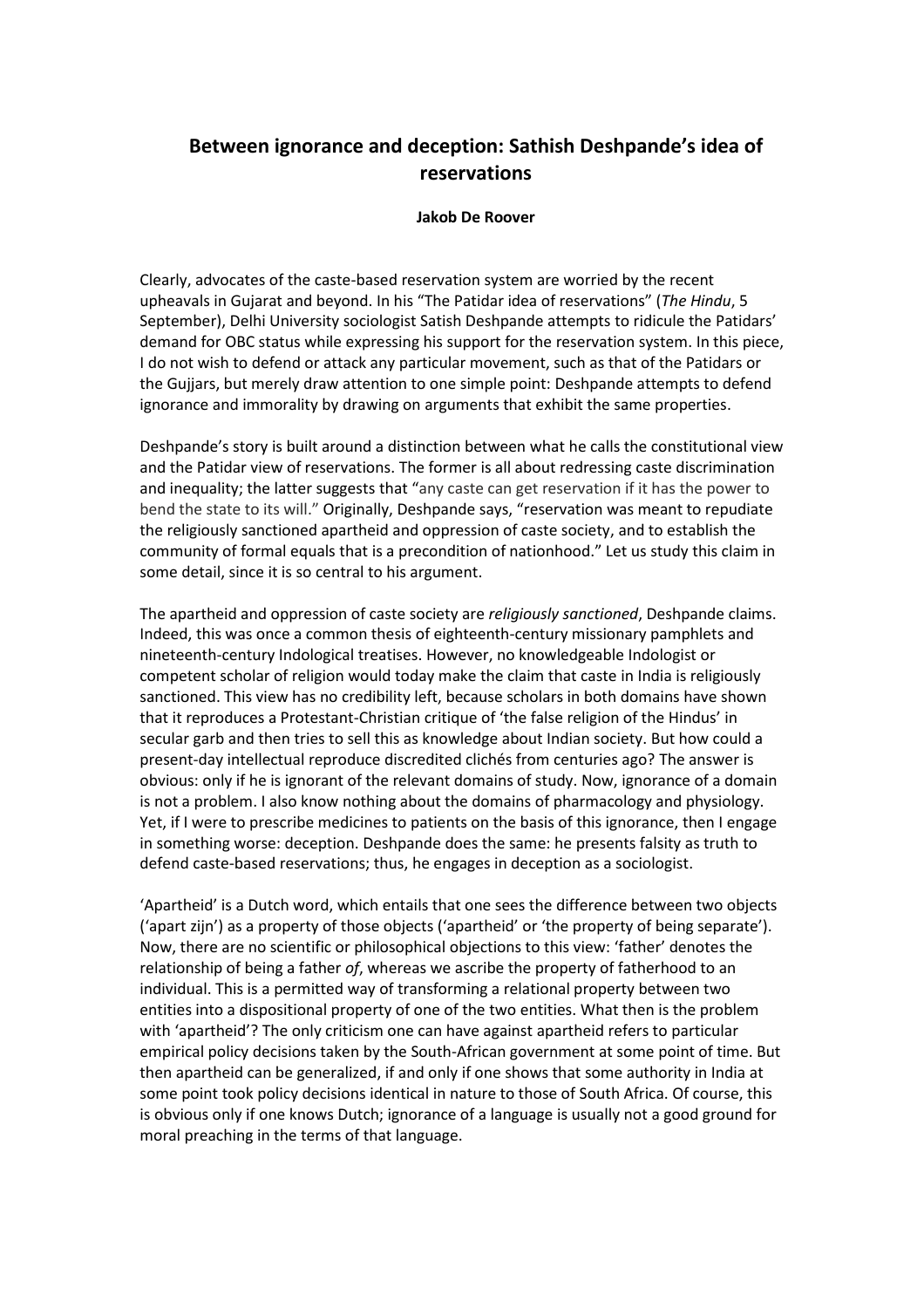# Between ignorance and deception: Sathish Deshpande's idea of reservations

**Jakob De Roover**

Clearly, advocates of the caste-based reservation system are worried by the recent upheavals in Gujarat and beyond. In his "The Patidar idea of reservations" (*The Hindu*, 5 September), Delhi University sociologist Satish Deshpande attempts to ridicule the Patidars' demand for OBC status while expressing his support for the reservation system. In this piece, I do not wish to defend or attack any particular movement, such as that of the Patidars or the Gujjars, but merely draw attention to one simple point: Deshpande attempts to defend ignorance and immorality by drawing on arguments that exhibit the same properties.

Deshpande's story is built around a distinction between what he calls the constitutional view and the Patidar view of reservations. The former is all about redressing caste discrimination and inequality; the latter suggests that "any caste can get reservation if it has the power to bend the state to its will." Originally, Deshpande says, "reservation was meant to repudiate the religiously sanctioned apartheid and oppression of caste society, and to establish the community of formal equals that is a precondition of nationhood." Let us study this claim in some detail, since it is so central to his argument.

The apartheid and oppression of caste society are *religiously sanctioned*, Deshpande claims. Indeed, this was once a common thesis of eighteenth-century missionary pamphlets and nineteenth-century Indological treatises. However, no knowledgeable Indologist or competent scholar of religion would today make the claim that caste in India is religiously sanctioned. This view has no credibility left, because scholars in both domains have shown that it reproduces a Protestant-Christian critique of 'the false religion of the Hindus' in secular garb and then tries to sell this as knowledge about Indian society. But how could a present-day intellectual reproduce discredited clichés from centuries ago? The answer is obvious: only if he is ignorant of the relevant domains of study. Now, ignorance of a domain is not a problem. I also know nothing about the domains of pharmacology and physiology. Yet, if I were to prescribe medicines to patients on the basis of this ignorance, then I engage in something worse: deception. Deshpande does the same: he presents falsity as truth to defend caste-based reservations; thus, he engages in deception as a sociologist.

'Apartheid' is a Dutch word, which entails that one sees the difference between two objects ('apart zijn') as a property of those objects ('apartheid' or 'the property of being separate'). Now, there are no scientific or philosophical objections to this view: 'father' denotes the relationship of being a father *of*, whereas we ascribe the property of fatherhood to an individual. This is a permitted way of transforming a relational property between two entities into a dispositional property of one of the two entities. What then is the problem with 'apartheid'? The only criticism one can have against apartheid refers to particular empirical policy decisions taken by the South-African government at some point of time. But then apartheid can be generalized, if and only if one shows that some authority in India at some point took policy decisions identical in nature to those of South Africa. Of course, this is obvious only if one knows Dutch; ignorance of a language is usually not a good ground for moral preaching in the terms of that language.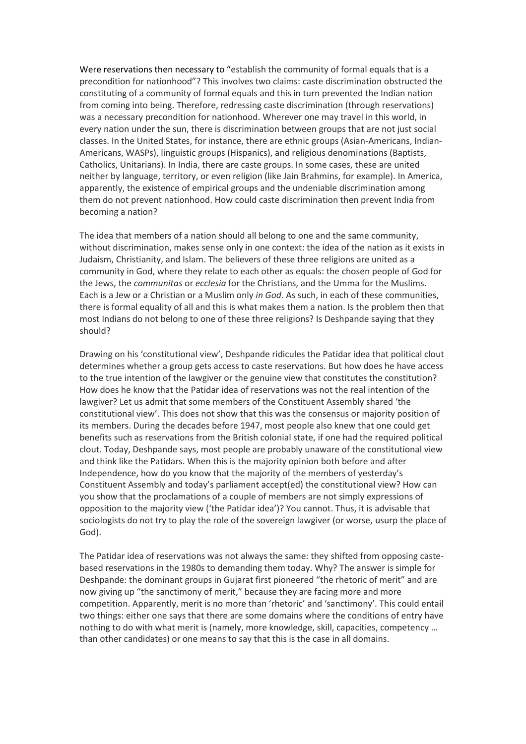Were reservations then necessary to "establish the community of formal equals that is a precondition for nationhood"? This involves two claims: caste discrimination obstructed the constituting of a community of formal equals and this in turn prevented the Indian nation from coming into being. Therefore, redressing caste discrimination (through reservations) was a necessary precondition for nationhood. Wherever one may travel in this world, in every nation under the sun, there is discrimination between groups that are not just social classes. In the United States, for instance, there are ethnic groups (Asian-Americans, Indian-Americans, WASPs), linguistic groups (Hispanics), and religious denominations (Baptists, Catholics, Unitarians). In India, there are caste groups. In some cases, these are united neither by language, territory, or even religion (like Jain Brahmins, for example). In America, apparently, the existence of empirical groups and the undeniable discrimination among them do not prevent nationhood. How could caste discrimination then prevent India from becoming a nation?

The idea that members of a nation should all belong to one and the same community, without discrimination, makes sense only in one context: the idea of the nation as it exists in Judaism, Christianity, and Islam. The believers of these three religions are united as a community in God, where they relate to each other as equals: the chosen people of God for the Jews, the *communitas* or *ecclesia* for the Christians, and the Umma for the Muslims. Each is a Jew or a Christian or a Muslim only *in God*. As such, in each of these communities, there is formal equality of all and this is what makes them a nation. Is the problem then that most Indians do not belong to one of these three religions? Is Deshpande saying that they should?

Drawing on his 'constitutional view', Deshpande ridicules the Patidar idea that political clout determines whether a group gets access to caste reservations. But how does he have access to the true intention of the lawgiver or the genuine view that constitutes the constitution? How does he know that the Patidar idea of reservations was not the real intention of the lawgiver? Let us admit that some members of the Constituent Assembly shared 'the constitutional view'. This does not show that this was the consensus or majority position of its members. During the decades before 1947, most people also knew that one could get benefits such as reservations from the British colonial state, if one had the required political clout. Today, Deshpande says, most people are probably unaware of the constitutional view and think like the Patidars. When this is the majority opinion both before and after Independence, how do you know that the majority of the members of yesterday's Constituent Assembly and today's parliament accept(ed) the constitutional view? How can you show that the proclamations of a couple of members are not simply expressions of opposition to the majority view ('the Patidar idea')? You cannot. Thus, it is advisable that sociologists do not try to play the role of the sovereign lawgiver (or worse, usurp the place of God).

The Patidar idea of reservations was not always the same: they shifted from opposing caste-based reservations in the 1980s to demanding them today. Why? The answer is simple for Deshpande: the dominant groups in Gujarat first pioneered "the rhetoric of merit" and are now giving up "the sanctimony of merit," because they are facing more and more competition. Apparently, merit is no more than 'rhetoric' and 'sanctimony'. This could entail two things: either one says that there are some domains where the conditions of entry have nothing to do with what merit is (namely, more knowledge, skill, capacities, competency … than other candidates) or one means to say that this is the case in all domains.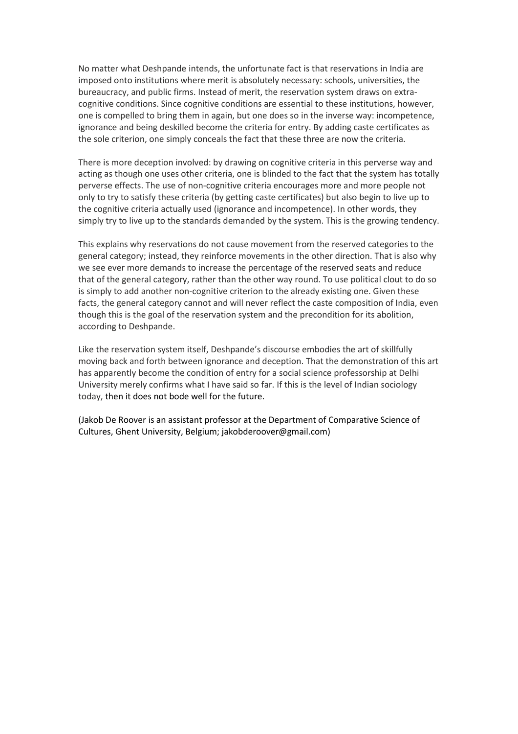No matter what Deshpande intends, the unfortunate fact is that reservations in India are imposed onto institutions where merit is absolutely necessary: schools, universities, the bureaucracy, and public firms. Instead of merit, the reservation system draws on extra-cognitive conditions. Since cognitive conditions are essential to these institutions, however, one is compelled to bring them in again, but one does so in the inverse way: incompetence, ignorance and being deskilled become the criteria for entry. By adding caste certificates as the sole criterion, one simply conceals the fact that these three are now the criteria.

There is more deception involved: by drawing on cognitive criteria in this perverse way and acting as though one uses other criteria, one is blinded to the fact that the system has totally perverse effects. The use of non-cognitive criteria encourages more and more people not only to try to satisfy these criteria (by getting caste certificates) but also begin to live up to the cognitive criteria actually used (ignorance and incompetence). In other words, they simply try to live up to the standards demanded by the system. This is the growing tendency.

This explains why reservations do not cause movement from the reserved categories to the general category; instead, they reinforce movements in the other direction. That is also why we see ever more demands to increase the percentage of the reserved seats and reduce that of the general category, rather than the other way round. To use political clout to do so is simply to add another non-cognitive criterion to the already existing one. Given these facts, the general category cannot and will never reflect the caste composition of India, even though this is the goal of the reservation system and the precondition for its abolition, according to Deshpande.

Like the reservation system itself, Deshpande's discourse embodies the art of skillfully moving back and forth between ignorance and deception. That the demonstration of this art has apparently become the condition of entry for a social science professorship at Delhi University merely confirms what I have said so far. If this is the level of Indian sociology today, then it does not bode well for the future.

(Jakob De Roover is an assistant professor at the Department of Comparative Science of Cultures, Ghent University, Belgium; jakobderoover@gmail.com)